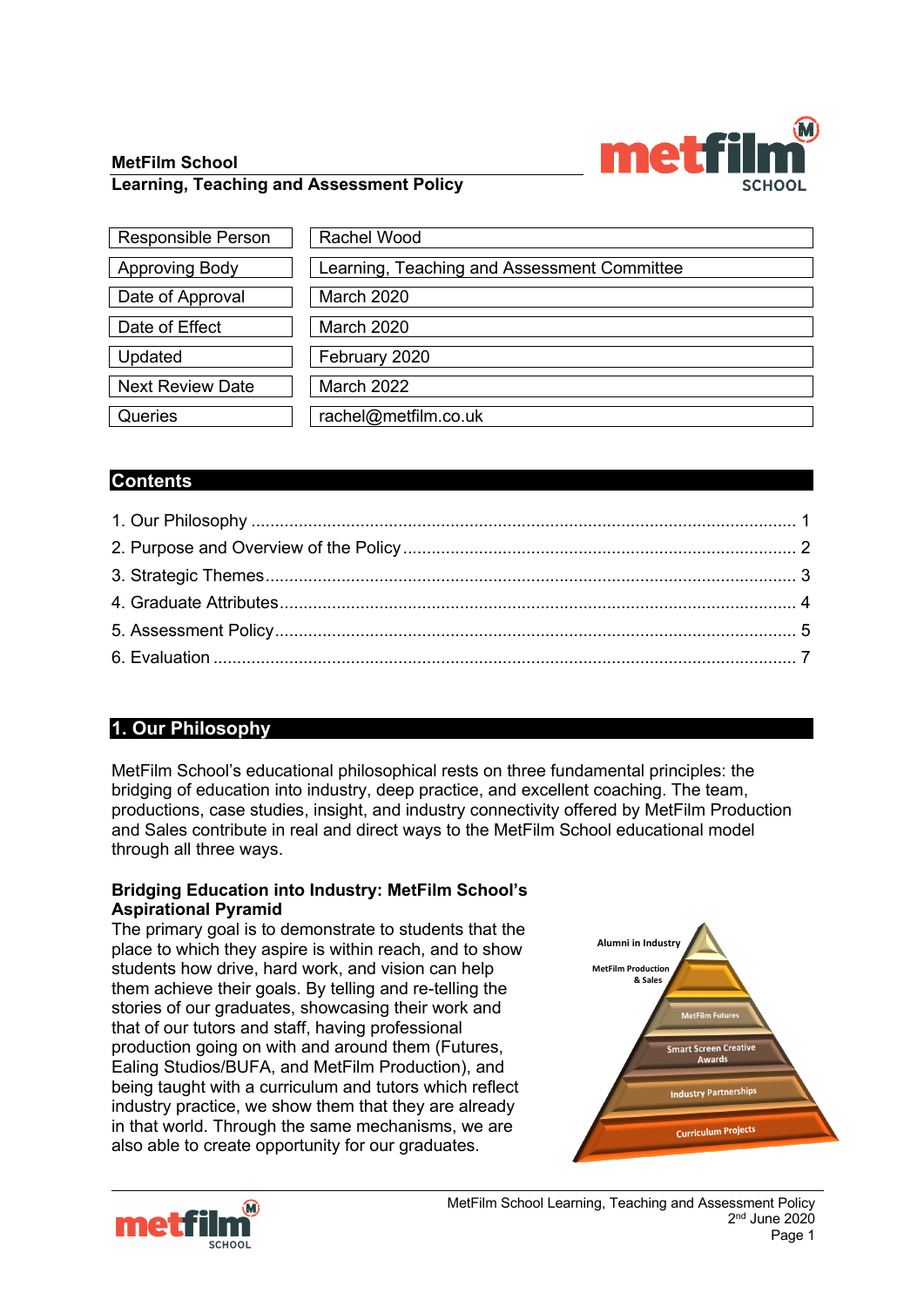**MetFilm School**
**Learning, Teaching and Assessment Policy**

| | |
|---|---|
| Responsible Person | Rachel Wood |
| Approving Body | Learning, Teaching and Assessment Committee |
| Date of Approval | March 2020 |
| Date of Effect | March 2020 |
| Updated | February 2020 |
| Next Review Date | March 2022 |
| Queries | rachel@metfilm.co.uk |

## Contents

1. Our Philosophy ........ 1
2. Purpose and Overview of the Policy ........ 2
3. Strategic Themes ........ 3
4. Graduate Attributes ........ 4
5. Assessment Policy ........ 5
6. Evaluation ........ 7

## 1. Our Philosophy

MetFilm School's educational philosophical rests on three fundamental principles: the bridging of education into industry, deep practice, and excellent coaching. The team, productions, case studies, insight, and industry connectivity offered by MetFilm Production and Sales contribute in real and direct ways to the MetFilm School educational model through all three ways.

### Bridging Education into Industry: MetFilm School's Aspirational Pyramid

The primary goal is to demonstrate to students that the place to which they aspire is within reach, and to show students how drive, hard work, and vision can help them achieve their goals. By telling and re-telling the stories of our graduates, showcasing their work and that of our tutors and staff, having professional production going on with and around them (Futures, Ealing Studios/BUFA, and MetFilm Production), and being taught with a curriculum and tutors which reflect industry practice, we show them that they are already in that world. Through the same mechanisms, we are also able to create opportunity for our graduates.

Alumni in Industry
MetFilm Production & Sales
MetFilm Futures
Smart Screen Creative Awards
Industry Partnerships
Curriculum Projects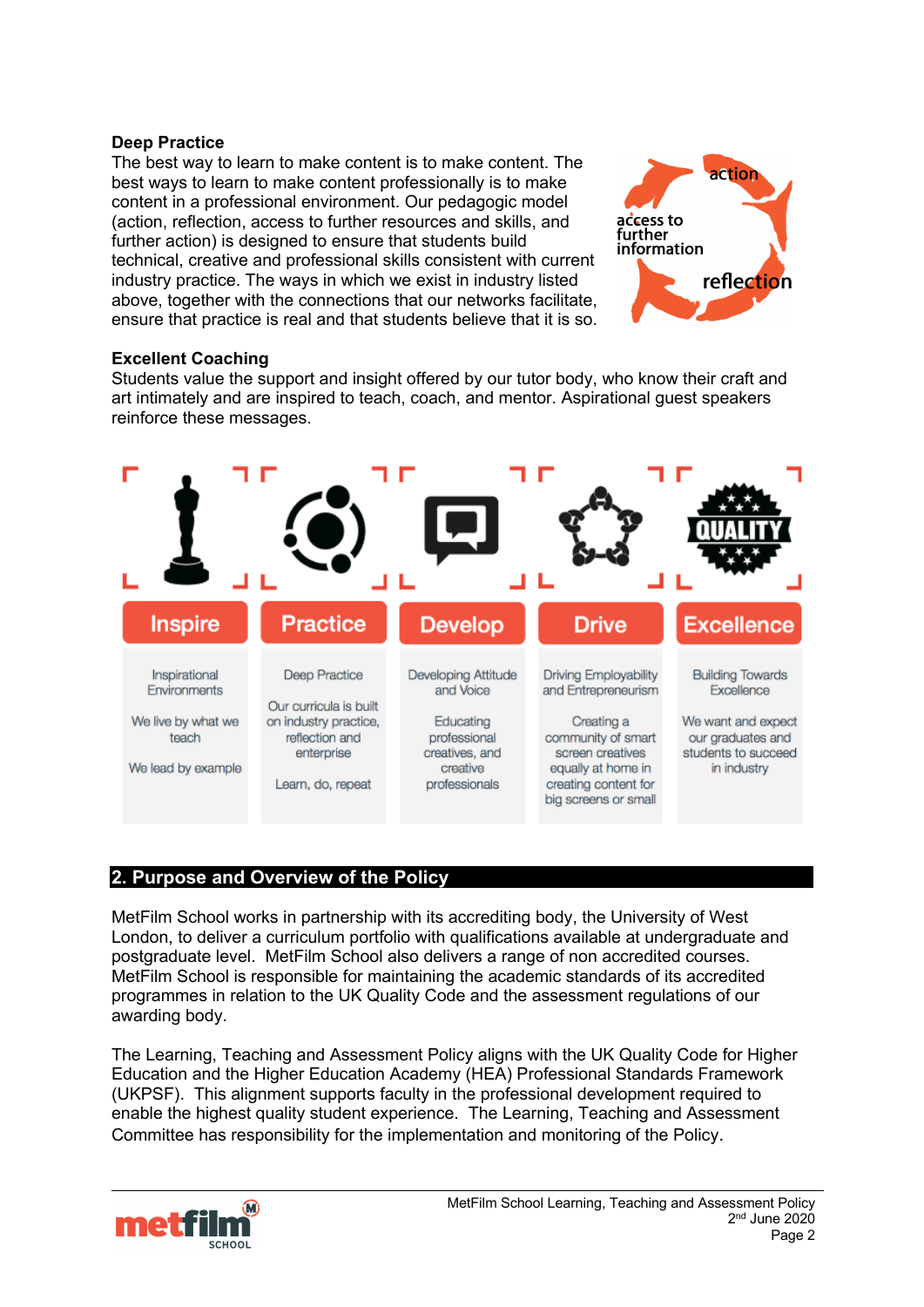**Deep Practice**

The best way to learn to make content is to make content. The best ways to learn to make content professionally is to make content in a professional environment. Our pedagogic model (action, reflection, access to further resources and skills, and further action) is designed to ensure that students build technical, creative and professional skills consistent with current industry practice. The ways in which we exist in industry listed above, together with the connections that our networks facilitate, ensure that practice is real and that students believe that it is so.

action

access to further information

reflection

**Excellent Coaching**

Students value the support and insight offered by our tutor body, who know their craft and art intimately and are inspired to teach, coach, and mentor. Aspirational guest speakers reinforce these messages.

| Inspire | Practice | Develop | Drive | Excellence |
|---|---|---|---|---|
| Inspirational Environments<br><br>We live by what we teach<br><br>We lead by example | Deep Practice<br><br>Our curricula is built on industry practice, reflection and enterprise<br><br>Learn, do, repeat | Developing Attitude and Voice<br><br>Educating professional creatives, and creative professionals | Driving Employability and Entrepreneurism<br><br>Creating a community of smart screen creatives equally at home in creating content for big screens or small | Building Towards Excellence<br><br>We want and expect our graduates and students to succeed in industry |

## 2. Purpose and Overview of the Policy

MetFilm School works in partnership with its accrediting body, the University of West London, to deliver a curriculum portfolio with qualifications available at undergraduate and postgraduate level. MetFilm School also delivers a range of non accredited courses. MetFilm School is responsible for maintaining the academic standards of its accredited programmes in relation to the UK Quality Code and the assessment regulations of our awarding body.

The Learning, Teaching and Assessment Policy aligns with the UK Quality Code for Higher Education and the Higher Education Academy (HEA) Professional Standards Framework (UKPSF). This alignment supports faculty in the professional development required to enable the highest quality student experience. The Learning, Teaching and Assessment Committee has responsibility for the implementation and monitoring of the Policy.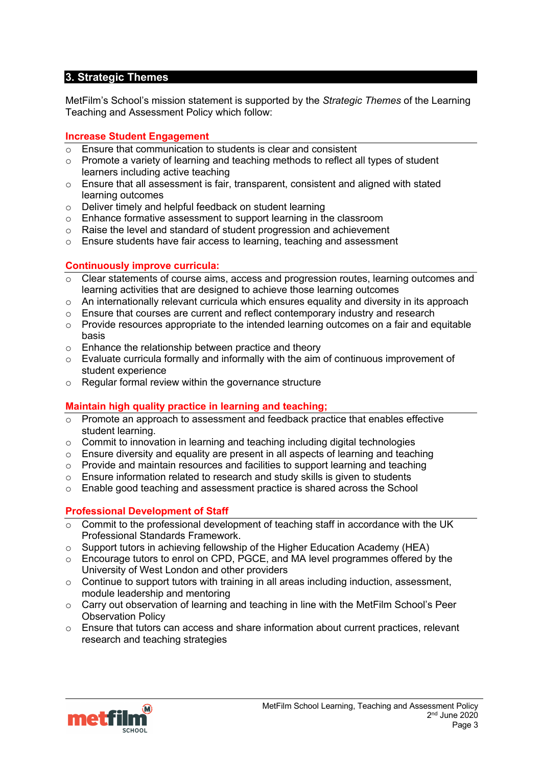## 3. Strategic Themes

MetFilm's School's mission statement is supported by the *Strategic Themes* of the Learning Teaching and Assessment Policy which follow:

### Increase Student Engagement

- Ensure that communication to students is clear and consistent
- Promote a variety of learning and teaching methods to reflect all types of student learners including active teaching
- Ensure that all assessment is fair, transparent, consistent and aligned with stated learning outcomes
- Deliver timely and helpful feedback on student learning
- Enhance formative assessment to support learning in the classroom
- Raise the level and standard of student progression and achievement
- Ensure students have fair access to learning, teaching and assessment

### Continuously improve curricula:

- Clear statements of course aims, access and progression routes, learning outcomes and learning activities that are designed to achieve those learning outcomes
- An internationally relevant curricula which ensures equality and diversity in its approach
- Ensure that courses are current and reflect contemporary industry and research
- Provide resources appropriate to the intended learning outcomes on a fair and equitable basis
- Enhance the relationship between practice and theory
- Evaluate curricula formally and informally with the aim of continuous improvement of student experience
- Regular formal review within the governance structure

### Maintain high quality practice in learning and teaching;

- Promote an approach to assessment and feedback practice that enables effective student learning.
- Commit to innovation in learning and teaching including digital technologies
- Ensure diversity and equality are present in all aspects of learning and teaching
- Provide and maintain resources and facilities to support learning and teaching
- Ensure information related to research and study skills is given to students
- Enable good teaching and assessment practice is shared across the School

### Professional Development of Staff

- Commit to the professional development of teaching staff in accordance with the UK Professional Standards Framework.
- Support tutors in achieving fellowship of the Higher Education Academy (HEA)
- Encourage tutors to enrol on CPD, PGCE, and MA level programmes offered by the University of West London and other providers
- Continue to support tutors with training in all areas including induction, assessment, module leadership and mentoring
- Carry out observation of learning and teaching in line with the MetFilm School's Peer Observation Policy
- Ensure that tutors can access and share information about current practices, relevant research and teaching strategies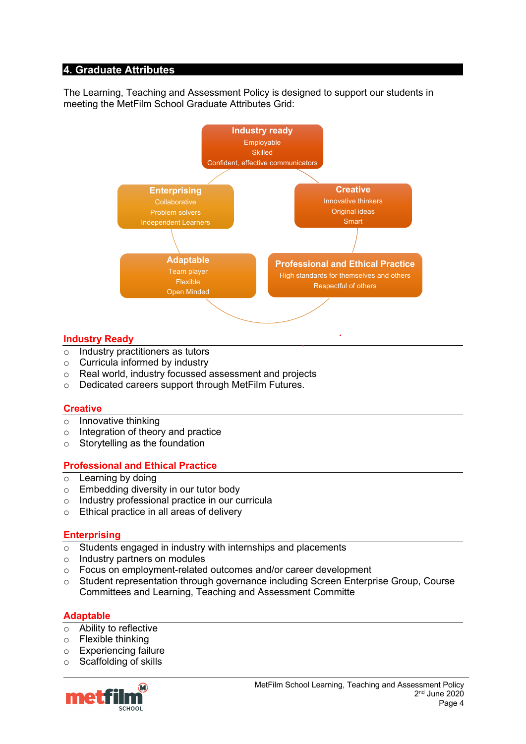## 4. Graduate Attributes

The Learning, Teaching and Assessment Policy is designed to support our students in meeting the MetFilm School Graduate Attributes Grid:

**Industry ready**
Employable
Skilled
Confident, effective communicators

**Enterprising**
Collaborative
Problem solvers
Independent Learners

**Creative**
Innovative thinkers
Original ideas
Smart

**Adaptable**
Team player
Flexible
Open Minded

**Professional and Ethical Practice**
High standards for themselves and others
Respectful of others

### Industry Ready

- Industry practitioners as tutors
- Curricula informed by industry
- Real world, industry focussed assessment and projects
- Dedicated careers support through MetFilm Futures.

### Creative

- Innovative thinking
- Integration of theory and practice
- Storytelling as the foundation

### Professional and Ethical Practice

- Learning by doing
- Embedding diversity in our tutor body
- Industry professional practice in our curricula
- Ethical practice in all areas of delivery

### Enterprising

- Students engaged in industry with internships and placements
- Industry partners on modules
- Focus on employment-related outcomes and/or career development
- Student representation through governance including Screen Enterprise Group, Course Committees and Learning, Teaching and Assessment Committe

### Adaptable

- Ability to reflective
- Flexible thinking
- Experiencing failure
- Scaffolding of skills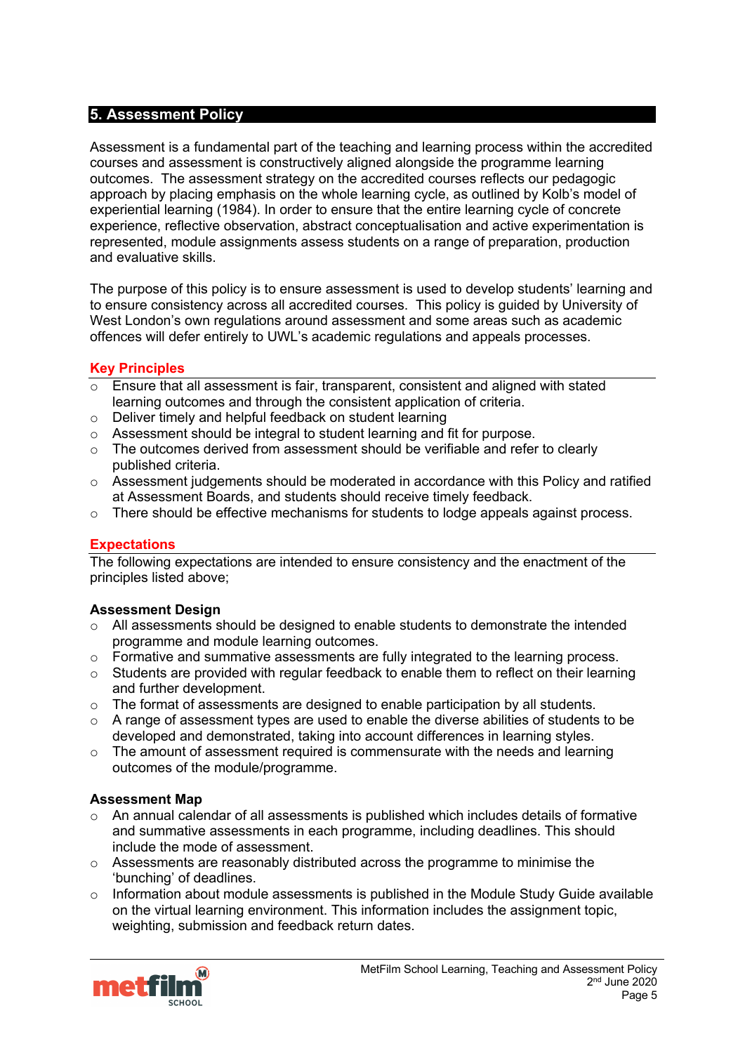## 5. Assessment Policy

Assessment is a fundamental part of the teaching and learning process within the accredited courses and assessment is constructively aligned alongside the programme learning outcomes. The assessment strategy on the accredited courses reflects our pedagogic approach by placing emphasis on the whole learning cycle, as outlined by Kolb's model of experiential learning (1984). In order to ensure that the entire learning cycle of concrete experience, reflective observation, abstract conceptualisation and active experimentation is represented, module assignments assess students on a range of preparation, production and evaluative skills.

The purpose of this policy is to ensure assessment is used to develop students' learning and to ensure consistency across all accredited courses. This policy is guided by University of West London's own regulations around assessment and some areas such as academic offences will defer entirely to UWL's academic regulations and appeals processes.

### Key Principles

- Ensure that all assessment is fair, transparent, consistent and aligned with stated learning outcomes and through the consistent application of criteria.
- Deliver timely and helpful feedback on student learning
- Assessment should be integral to student learning and fit for purpose.
- The outcomes derived from assessment should be verifiable and refer to clearly published criteria.
- Assessment judgements should be moderated in accordance with this Policy and ratified at Assessment Boards, and students should receive timely feedback.
- There should be effective mechanisms for students to lodge appeals against process.

### Expectations

The following expectations are intended to ensure consistency and the enactment of the principles listed above;

**Assessment Design**

- All assessments should be designed to enable students to demonstrate the intended programme and module learning outcomes.
- Formative and summative assessments are fully integrated to the learning process.
- Students are provided with regular feedback to enable them to reflect on their learning and further development.
- The format of assessments are designed to enable participation by all students.
- A range of assessment types are used to enable the diverse abilities of students to be developed and demonstrated, taking into account differences in learning styles.
- The amount of assessment required is commensurate with the needs and learning outcomes of the module/programme.

**Assessment Map**

- An annual calendar of all assessments is published which includes details of formative and summative assessments in each programme, including deadlines. This should include the mode of assessment.
- Assessments are reasonably distributed across the programme to minimise the 'bunching' of deadlines.
- Information about module assessments is published in the Module Study Guide available on the virtual learning environment. This information includes the assignment topic, weighting, submission and feedback return dates.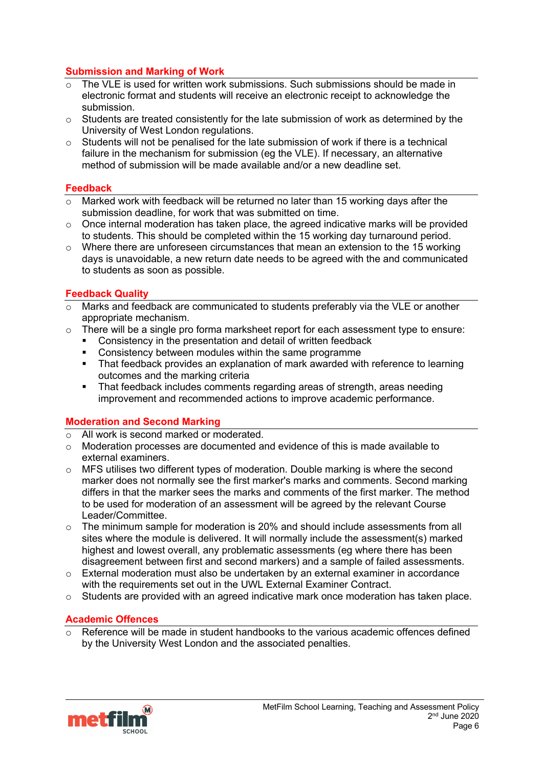## Submission and Marking of Work

- The VLE is used for written work submissions. Such submissions should be made in electronic format and students will receive an electronic receipt to acknowledge the submission.
- Students are treated consistently for the late submission of work as determined by the University of West London regulations.
- Students will not be penalised for the late submission of work if there is a technical failure in the mechanism for submission (eg the VLE). If necessary, an alternative method of submission will be made available and/or a new deadline set.

## Feedback

- Marked work with feedback will be returned no later than 15 working days after the submission deadline, for work that was submitted on time.
- Once internal moderation has taken place, the agreed indicative marks will be provided to students. This should be completed within the 15 working day turnaround period.
- Where there are unforeseen circumstances that mean an extension to the 15 working days is unavoidable, a new return date needs to be agreed with the and communicated to students as soon as possible.

## Feedback Quality

- Marks and feedback are communicated to students preferably via the VLE or another appropriate mechanism.
- There will be a single pro forma marksheet report for each assessment type to ensure:
  - Consistency in the presentation and detail of written feedback
  - Consistency between modules within the same programme
  - That feedback provides an explanation of mark awarded with reference to learning outcomes and the marking criteria
  - That feedback includes comments regarding areas of strength, areas needing improvement and recommended actions to improve academic performance.

## Moderation and Second Marking

- All work is second marked or moderated.
- Moderation processes are documented and evidence of this is made available to external examiners.
- MFS utilises two different types of moderation. Double marking is where the second marker does not normally see the first marker's marks and comments. Second marking differs in that the marker sees the marks and comments of the first marker. The method to be used for moderation of an assessment will be agreed by the relevant Course Leader/Committee.
- The minimum sample for moderation is 20% and should include assessments from all sites where the module is delivered. It will normally include the assessment(s) marked highest and lowest overall, any problematic assessments (eg where there has been disagreement between first and second markers) and a sample of failed assessments.
- External moderation must also be undertaken by an external examiner in accordance with the requirements set out in the UWL External Examiner Contract.
- Students are provided with an agreed indicative mark once moderation has taken place.

## Academic Offences

- Reference will be made in student handbooks to the various academic offences defined by the University West London and the associated penalties.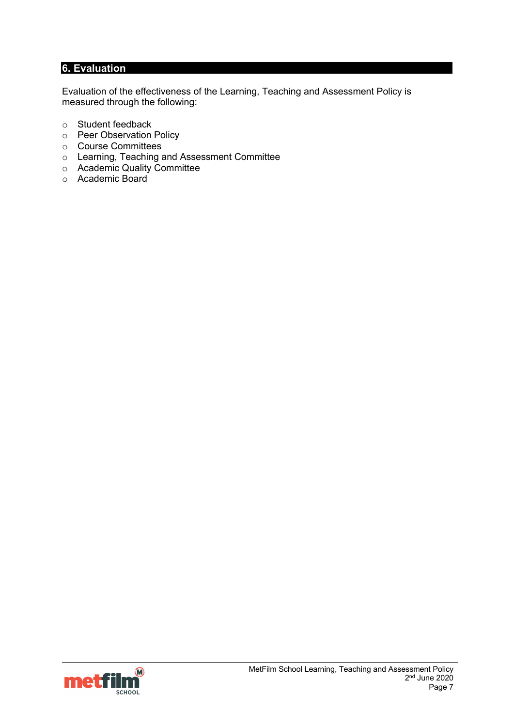## 6. Evaluation

Evaluation of the effectiveness of the Learning, Teaching and Assessment Policy is measured through the following:

- Student feedback
- Peer Observation Policy
- Course Committees
- Learning, Teaching and Assessment Committee
- Academic Quality Committee
- Academic Board